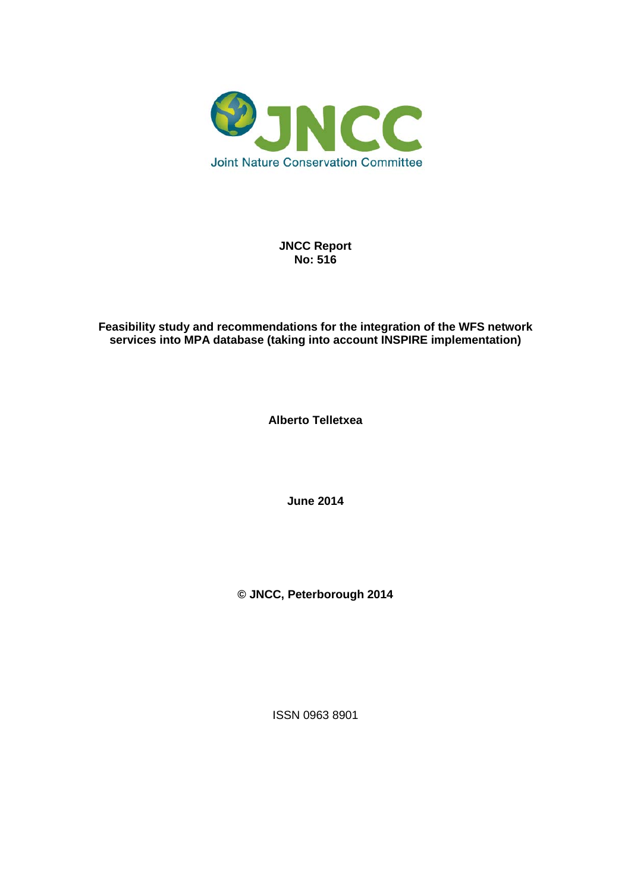JNCC

Joint Nature Conservation Committee

**JNCC Report**
**No: 516**

**Feasibility study and recommendations for the integration of the WFS network services into MPA database (taking into account INSPIRE implementation)**

**Alberto Telletxea**

**June 2014**

**© JNCC, Peterborough 2014**

ISSN 0963 8901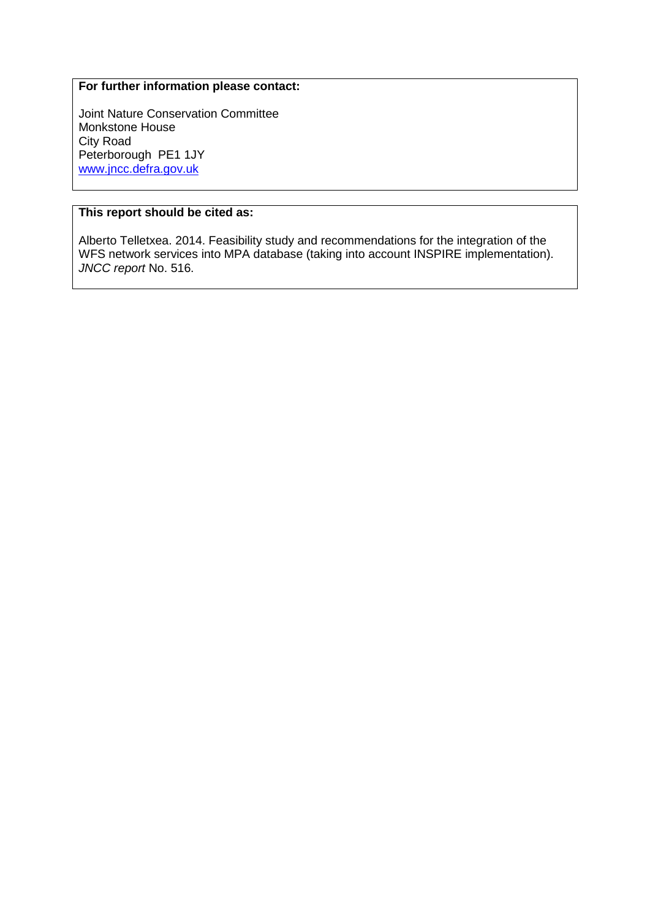**For further information please contact:**

Joint Nature Conservation Committee
Monkstone House
City Road
Peterborough PE1 1JY
[www.jncc.defra.gov.uk](http://www.jncc.defra.gov.uk)

**This report should be cited as:**

Alberto Telletxea. 2014. Feasibility study and recommendations for the integration of the WFS network services into MPA database (taking into account INSPIRE implementation). *JNCC report* No. 516.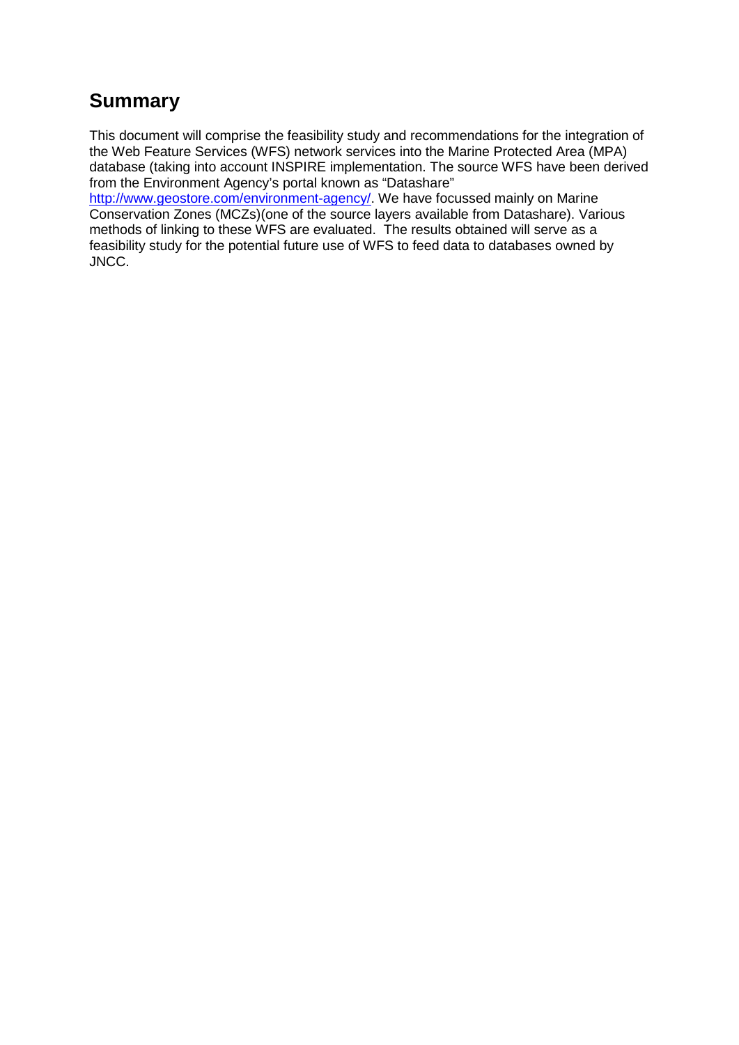## Summary

This document will comprise the feasibility study and recommendations for the integration of the Web Feature Services (WFS) network services into the Marine Protected Area (MPA) database (taking into account INSPIRE implementation. The source WFS have been derived from the Environment Agency's portal known as "Datashare" http://www.geostore.com/environment-agency/. We have focussed mainly on Marine Conservation Zones (MCZs)(one of the source layers available from Datashare). Various methods of linking to these WFS are evaluated. The results obtained will serve as a feasibility study for the potential future use of WFS to feed data to databases owned by JNCC.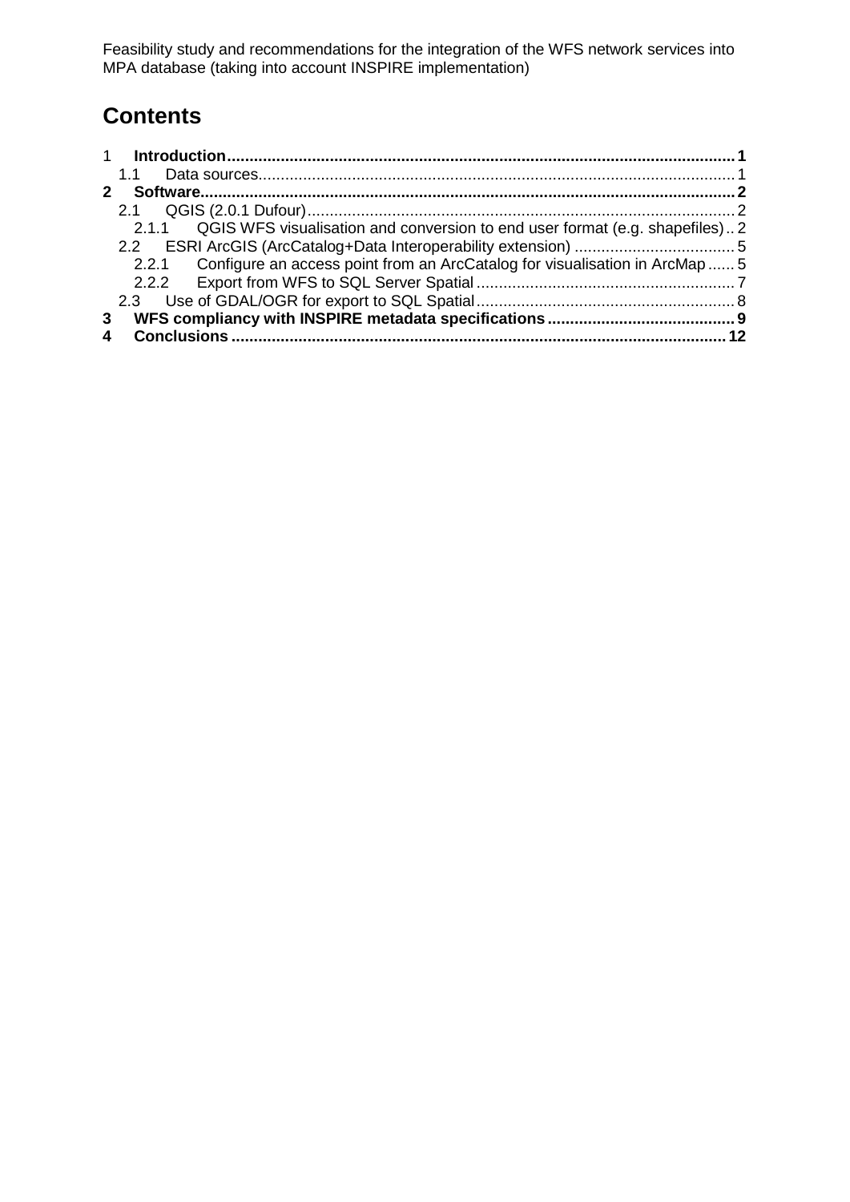# Contents

1 **Introduction** ... 1
  1.1 Data sources ... 1
**2 Software** ... 2
  2.1 QGIS (2.0.1 Dufour) ... 2
    2.1.1 QGIS WFS visualisation and conversion to end user format (e.g. shapefiles) ... 2
  2.2 ESRI ArcGIS (ArcCatalog+Data Interoperability extension) ... 5
    2.2.1 Configure an access point from an ArcCatalog for visualisation in ArcMap ... 5
    2.2.2 Export from WFS to SQL Server Spatial ... 7
  2.3 Use of GDAL/OGR for export to SQL Spatial ... 8
**3 WFS compliancy with INSPIRE metadata specifications** ... 9
**4 Conclusions** ... 12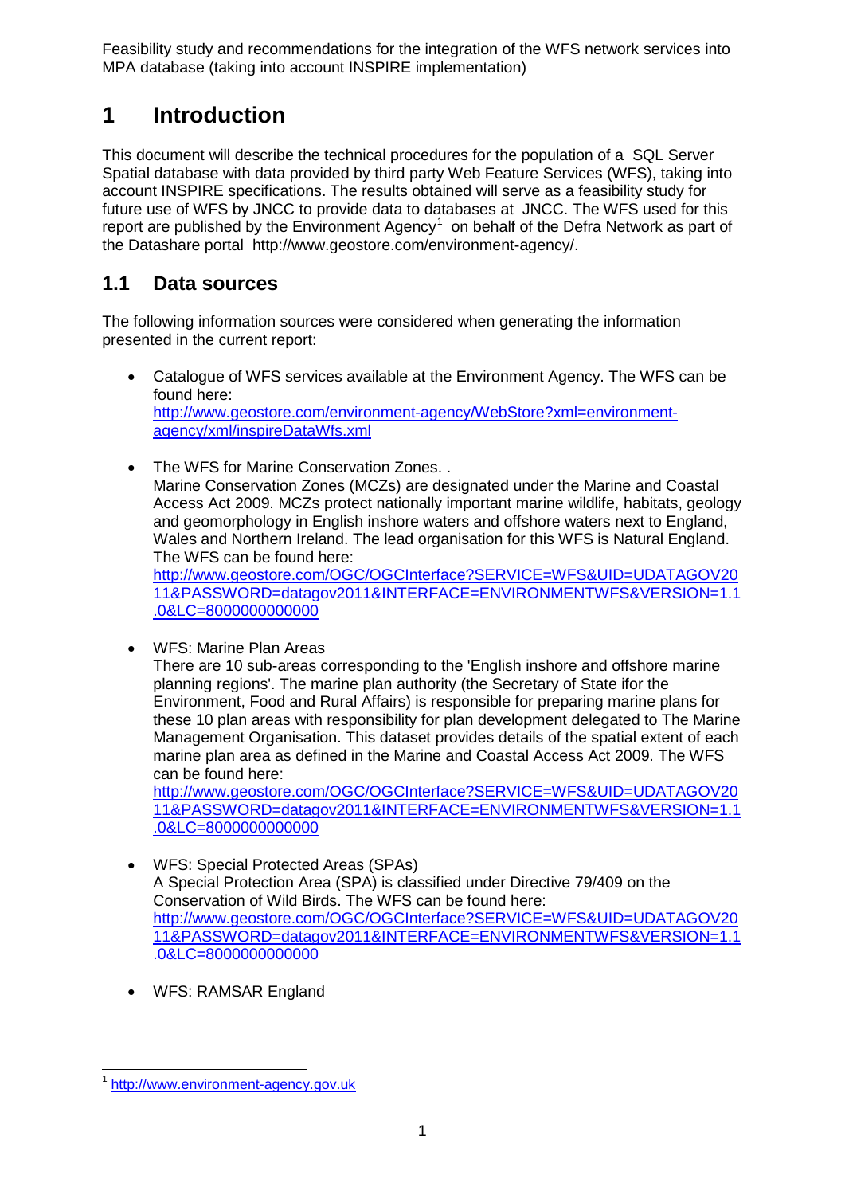# 1 Introduction

This document will describe the technical procedures for the population of a SQL Server Spatial database with data provided by third party Web Feature Services (WFS), taking into account INSPIRE specifications. The results obtained will serve as a feasibility study for future use of WFS by JNCC to provide data to databases at JNCC. The WFS used for this report are published by the Environment Agency[1] on behalf of the Defra Network as part of the Datashare portal http://www.geostore.com/environment-agency/.

## 1.1 Data sources

The following information sources were considered when generating the information presented in the current report:

- Catalogue of WFS services available at the Environment Agency. The WFS can be found here:
  http://www.geostore.com/environment-agency/WebStore?xml=environment-agency/xml/inspireDataWfs.xml

- The WFS for Marine Conservation Zones. .
  Marine Conservation Zones (MCZs) are designated under the Marine and Coastal Access Act 2009. MCZs protect nationally important marine wildlife, habitats, geology and geomorphology in English inshore waters and offshore waters next to England, Wales and Northern Ireland. The lead organisation for this WFS is Natural England. The WFS can be found here:
  http://www.geostore.com/OGC/OGCInterface?SERVICE=WFS&UID=UDATAGOV2011&PASSWORD=datagov2011&INTERFACE=ENVIRONMENTWFS&VERSION=1.1.0&LC=8000000000000

- WFS: Marine Plan Areas
  There are 10 sub-areas corresponding to the 'English inshore and offshore marine planning regions'. The marine plan authority (the Secretary of State ifor the Environment, Food and Rural Affairs) is responsible for preparing marine plans for these 10 plan areas with responsibility for plan development delegated to The Marine Management Organisation. This dataset provides details of the spatial extent of each marine plan area as defined in the Marine and Coastal Access Act 2009. The WFS can be found here:
  http://www.geostore.com/OGC/OGCInterface?SERVICE=WFS&UID=UDATAGOV2011&PASSWORD=datagov2011&INTERFACE=ENVIRONMENTWFS&VERSION=1.1.0&LC=8000000000000

- WFS: Special Protected Areas (SPAs)
  A Special Protection Area (SPA) is classified under Directive 79/409 on the Conservation of Wild Birds. The WFS can be found here:
  http://www.geostore.com/OGC/OGCInterface?SERVICE=WFS&UID=UDATAGOV2011&PASSWORD=datagov2011&INTERFACE=ENVIRONMENTWFS&VERSION=1.1.0&LC=8000000000000

- WFS: RAMSAR England

[1] http://www.environment-agency.gov.uk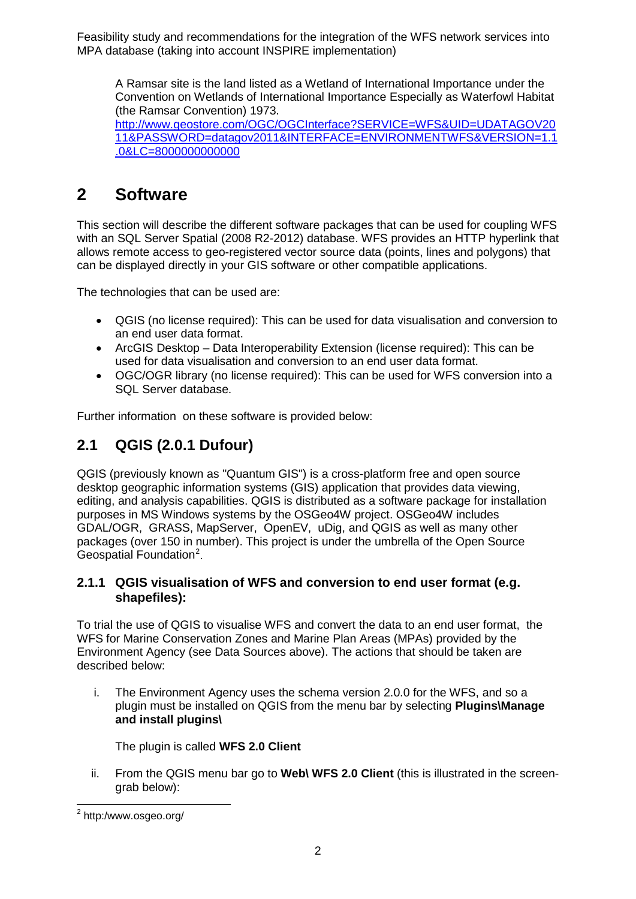A Ramsar site is the land listed as a Wetland of International Importance under the Convention on Wetlands of International Importance Especially as Waterfowl Habitat (the Ramsar Convention) 1973.
[http://www.geostore.com/OGC/OGCInterface?SERVICE=WFS&UID=UDATAGOV2011&PASSWORD=datagov2011&INTERFACE=ENVIRONMENTWFS&VERSION=1.1.0&LC=8000000000000](http://www.geostore.com/OGC/OGCInterface?SERVICE=WFS&UID=UDATAGOV2011&PASSWORD=datagov2011&INTERFACE=ENVIRONMENTWFS&VERSION=1.1.0&LC=8000000000000)

# 2 Software

This section will describe the different software packages that can be used for coupling WFS with an SQL Server Spatial (2008 R2-2012) database. WFS provides an HTTP hyperlink that allows remote access to geo-registered vector source data (points, lines and polygons) that can be displayed directly in your GIS software or other compatible applications.

The technologies that can be used are:

- QGIS (no license required): This can be used for data visualisation and conversion to an end user data format.
- ArcGIS Desktop – Data Interoperability Extension (license required): This can be used for data visualisation and conversion to an end user data format.
- OGC/OGR library (no license required): This can be used for WFS conversion into a SQL Server database.

Further information on these software is provided below:

## 2.1 QGIS (2.0.1 Dufour)

QGIS (previously known as "Quantum GIS") is a cross-platform free and open source desktop geographic information systems (GIS) application that provides data viewing, editing, and analysis capabilities. QGIS is distributed as a software package for installation purposes in MS Windows systems by the OSGeo4W project. OSGeo4W includes GDAL/OGR, GRASS, MapServer, OpenEV, uDig, and QGIS as well as many other packages (over 150 in number). This project is under the umbrella of the Open Source Geospatial Foundation[2].

### 2.1.1 QGIS visualisation of WFS and conversion to end user format (e.g. shapefiles):

To trial the use of QGIS to visualise WFS and convert the data to an end user format, the WFS for Marine Conservation Zones and Marine Plan Areas (MPAs) provided by the Environment Agency (see Data Sources above). The actions that should be taken are described below:

i. The Environment Agency uses the schema version 2.0.0 for the WFS, and so a plugin must be installed on QGIS from the menu bar by selecting **Plugins\Manage and install plugins\**

   The plugin is called **WFS 2.0 Client**

ii. From the QGIS menu bar go to **Web\ WFS 2.0 Client** (this is illustrated in the screen-grab below):

[2] http:/www.osgeo.org/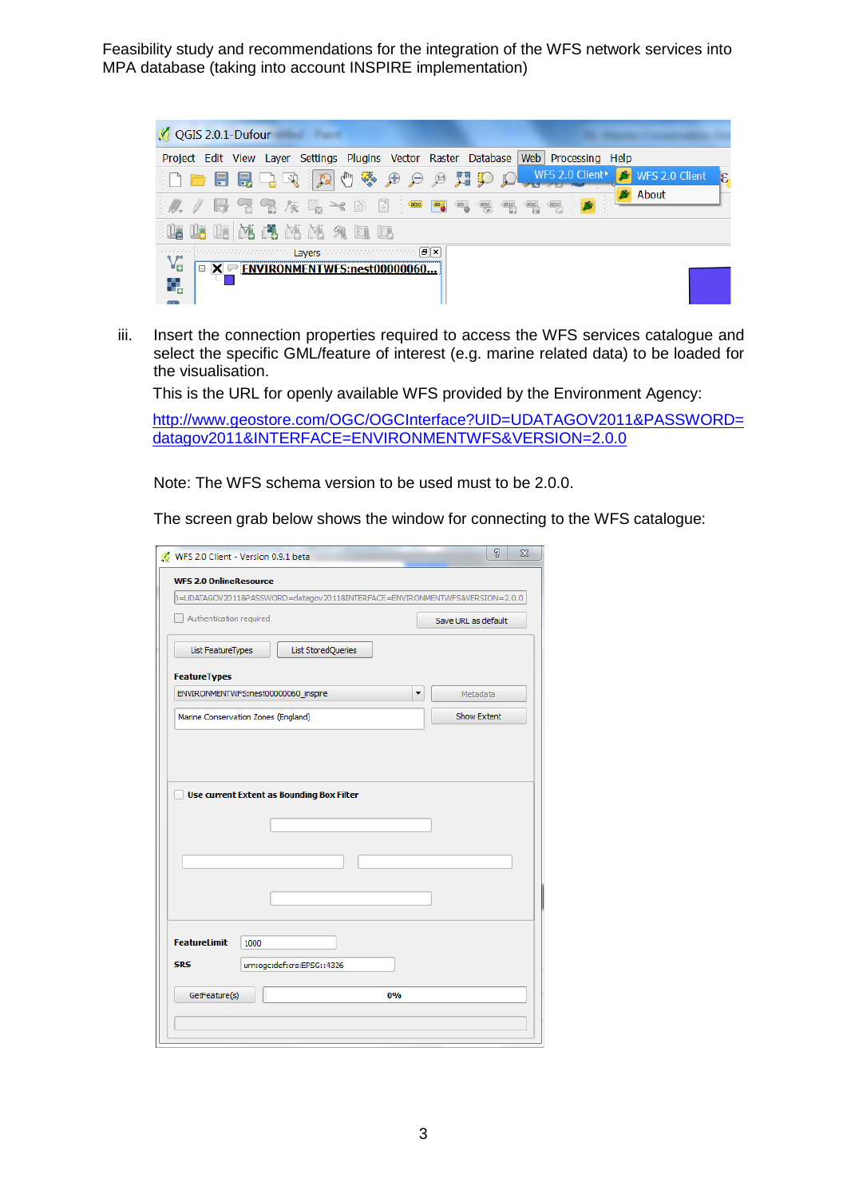iii. Insert the connection properties required to access the WFS services catalogue and select the specific GML/feature of interest (e.g. marine related data) to be loaded for the visualisation.

This is the URL for openly available WFS provided by the Environment Agency:

http://www.geostore.com/OGC/OGCInterface?UID=UDATAGOV2011&PASSWORD=datagov2011&INTERFACE=ENVIRONMENTWFS&VERSION=2.0.0

Note: The WFS schema version to be used must to be 2.0.0.

The screen grab below shows the window for connecting to the WFS catalogue: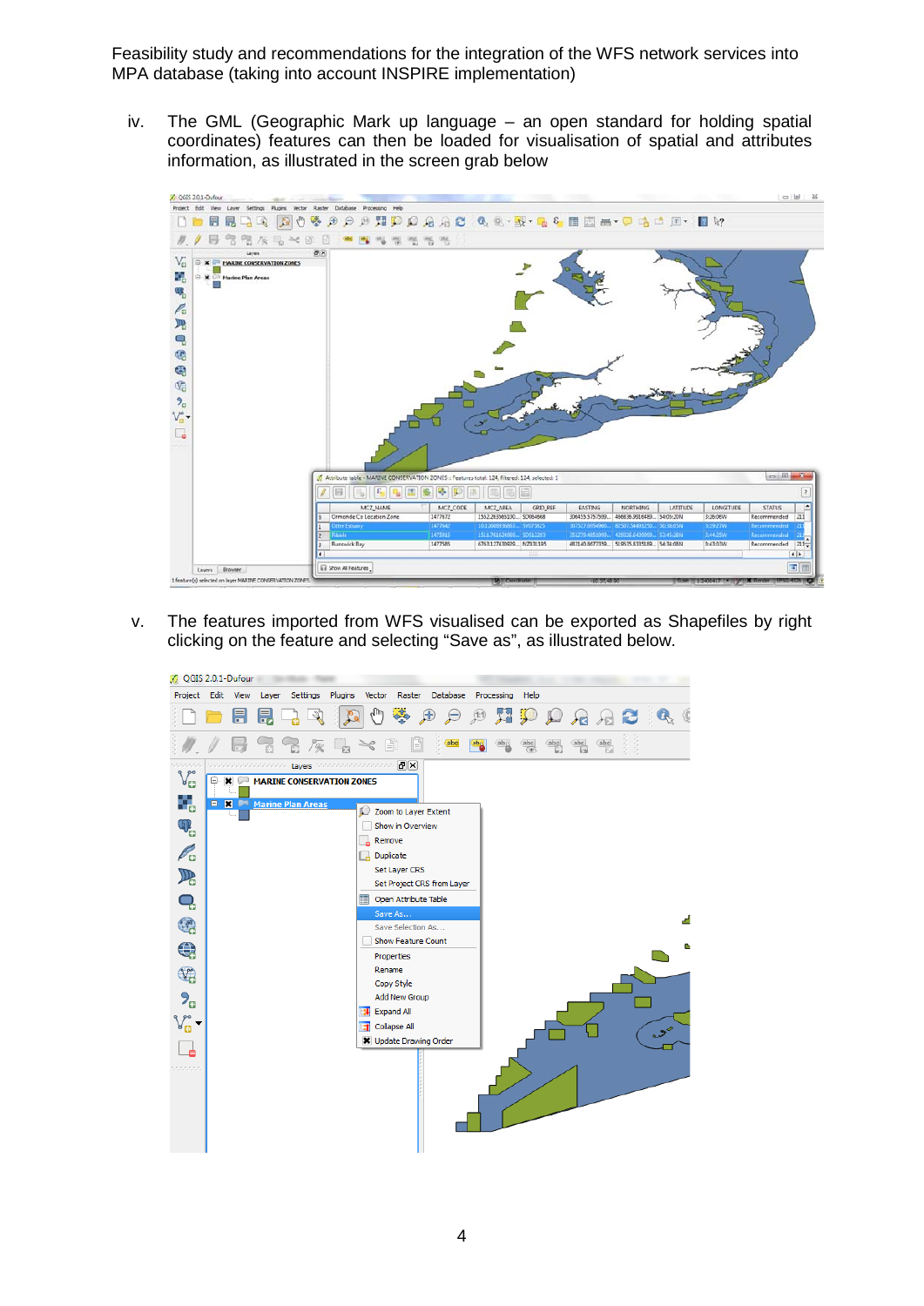iv. The GML (Geographic Mark up language – an open standard for holding spatial coordinates) features can then be loaded for visualisation of spatial and attributes information, as illustrated in the screen grab below

v. The features imported from WFS visualised can be exported as Shapefiles by right clicking on the feature and selecting "Save as", as illustrated below.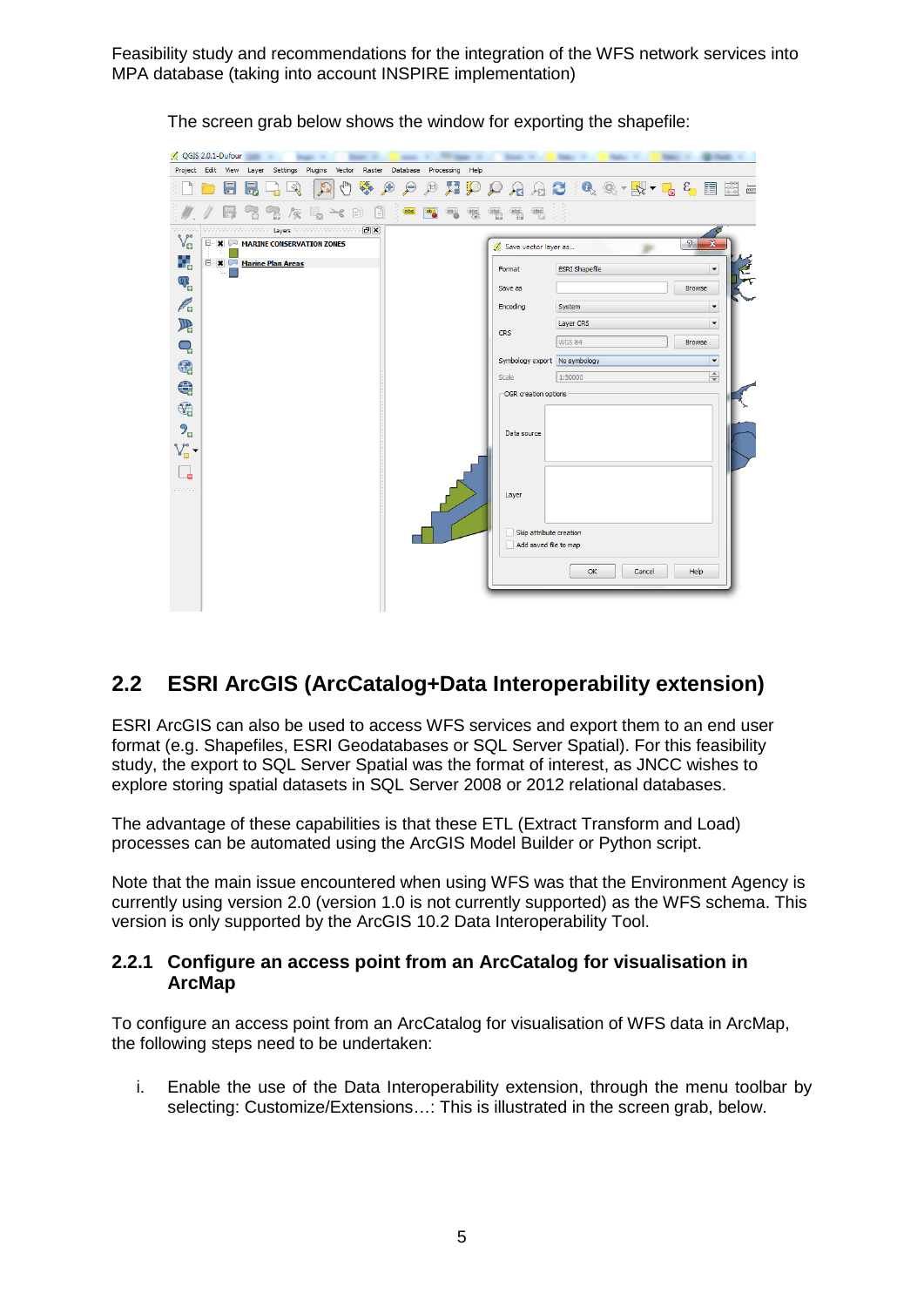The screen grab below shows the window for exporting the shapefile:

## 2.2 ESRI ArcGIS (ArcCatalog+Data Interoperability extension)

ESRI ArcGIS can also be used to access WFS services and export them to an end user format (e.g. Shapefiles, ESRI Geodatabases or SQL Server Spatial). For this feasibility study, the export to SQL Server Spatial was the format of interest, as JNCC wishes to explore storing spatial datasets in SQL Server 2008 or 2012 relational databases.

The advantage of these capabilities is that these ETL (Extract Transform and Load) processes can be automated using the ArcGIS Model Builder or Python script.

Note that the main issue encountered when using WFS was that the Environment Agency is currently using version 2.0 (version 1.0 is not currently supported) as the WFS schema. This version is only supported by the ArcGIS 10.2 Data Interoperability Tool.

### 2.2.1 Configure an access point from an ArcCatalog for visualisation in ArcMap

To configure an access point from an ArcCatalog for visualisation of WFS data in ArcMap, the following steps need to be undertaken:

i. Enable the use of the Data Interoperability extension, through the menu toolbar by selecting: Customize/Extensions…: This is illustrated in the screen grab, below.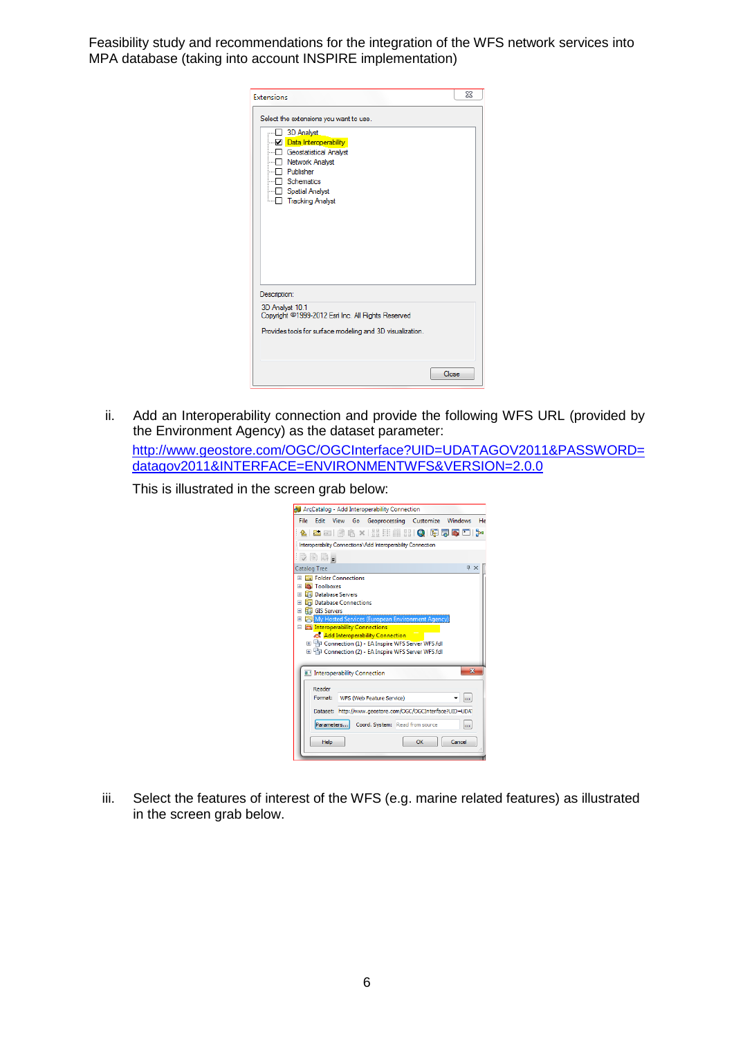ii. Add an Interoperability connection and provide the following WFS URL (provided by the Environment Agency) as the dataset parameter:

[http://www.geostore.com/OGC/OGCInterface?UID=UDATAGOV2011&PASSWORD=datagov2011&INTERFACE=ENVIRONMENTWFS&VERSION=2.0.0](http://www.geostore.com/OGC/OGCInterface?UID=UDATAGOV2011&PASSWORD=datagov2011&INTERFACE=ENVIRONMENTWFS&VERSION=2.0.0)

This is illustrated in the screen grab below:

iii. Select the features of interest of the WFS (e.g. marine related features) as illustrated in the screen grab below.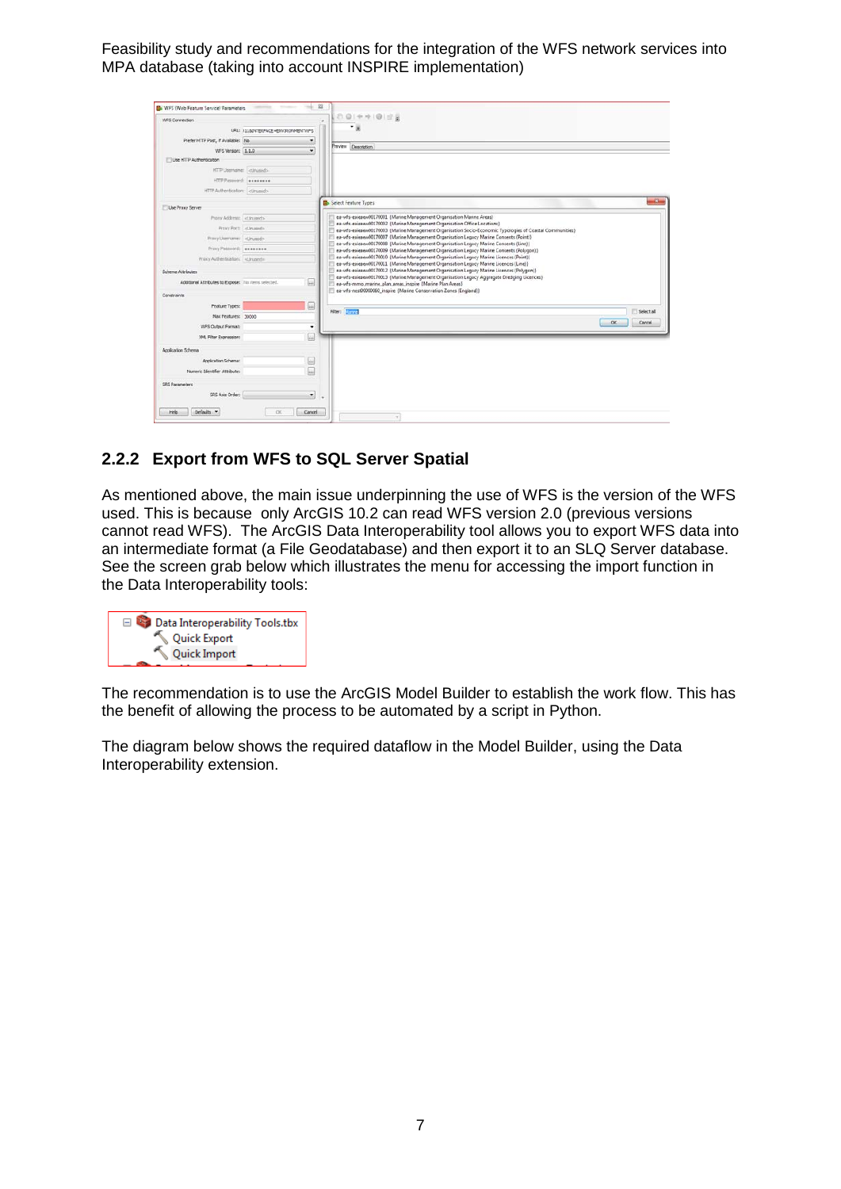## 2.2.2 Export from WFS to SQL Server Spatial

As mentioned above, the main issue underpinning the use of WFS is the version of the WFS used. This is because only ArcGIS 10.2 can read WFS version 2.0 (previous versions cannot read WFS). The ArcGIS Data Interoperability tool allows you to export WFS data into an intermediate format (a File Geodatabase) and then export it to an SLQ Server database. See the screen grab below which illustrates the menu for accessing the import function in the Data Interoperability tools:

The recommendation is to use the ArcGIS Model Builder to establish the work flow. This has the benefit of allowing the process to be automated by a script in Python.

The diagram below shows the required dataflow in the Model Builder, using the Data Interoperability extension.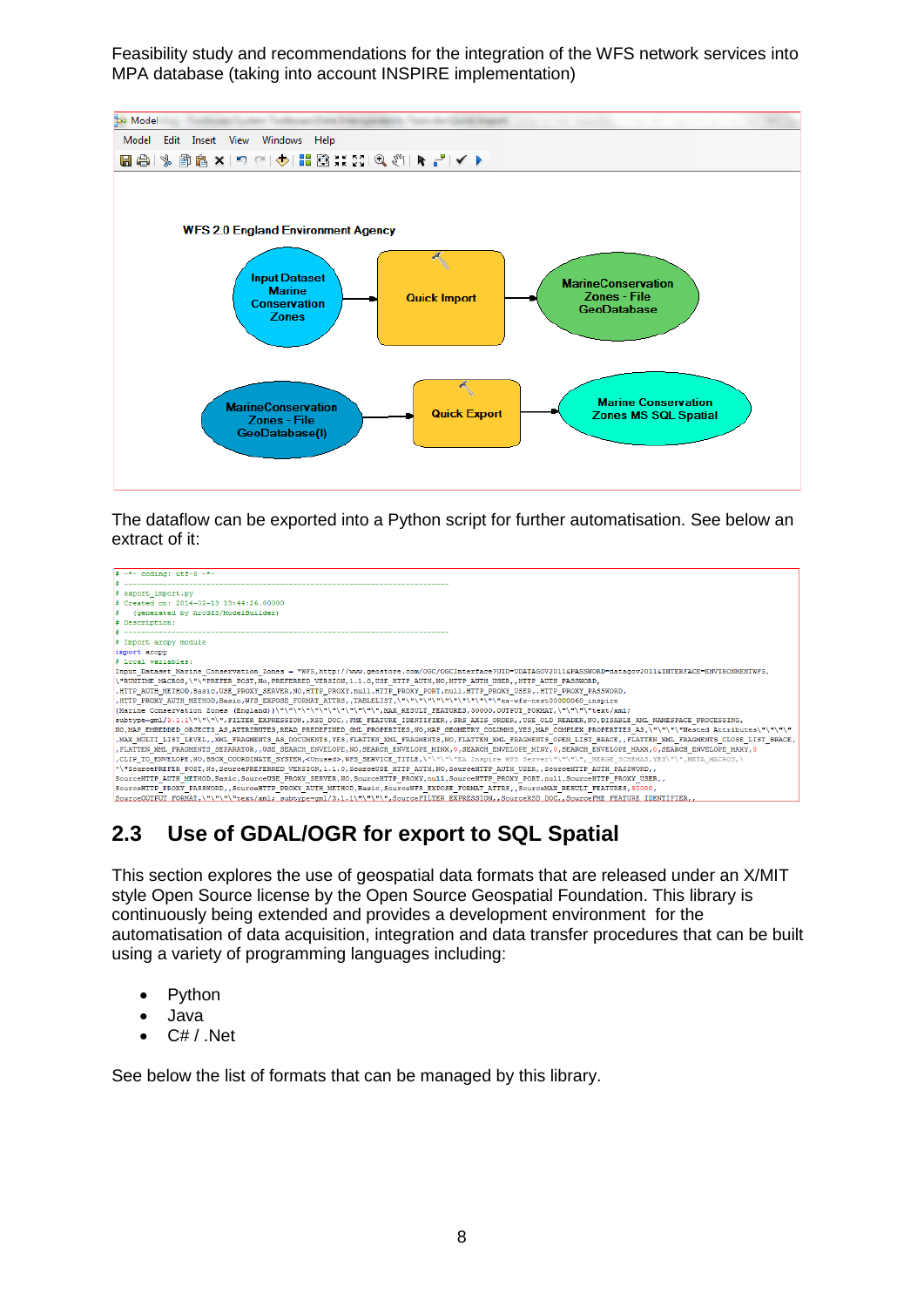The dataflow can be exported into a Python script for further automatisation. See below an extract of it:

```
# -*- coding: utf-8 -*-
# ---------------------------------------------------------------------------
# export_import.py
# Created on: 2014-02-13 13:44:26.00000
#   (generated by ArcGIS/ModelBuilder)
# Description:
# ---------------------------------------------------------------------------
# Import arcpy module
import arcpy
# Local variables:
```

## 2.3 Use of GDAL/OGR for export to SQL Spatial

This section explores the use of geospatial data formats that are released under an X/MIT style Open Source license by the Open Source Geospatial Foundation. This library is continuously being extended and provides a development environment for the automatisation of data acquisition, integration and data transfer procedures that can be built using a variety of programming languages including:

- Python
- Java
- C# / .Net

See below the list of formats that can be managed by this library.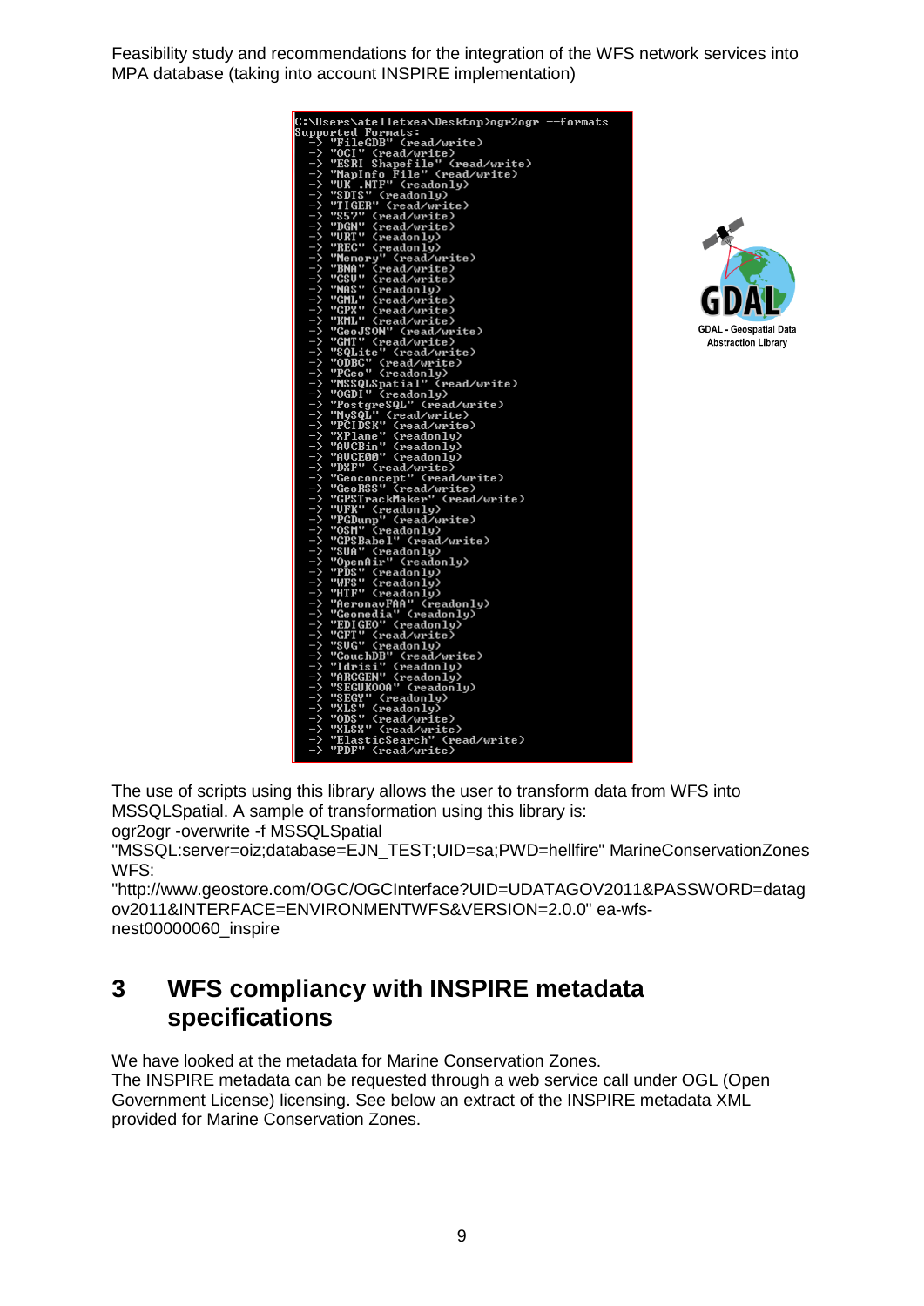```
C:\Users\atelletxea\Desktop>ogr2ogr --formats
Supported Formats:
  -> "FileGDB" (read/write)
  -> "OCI" (read/write)
  -> "ESRI Shapefile" (read/write)
  -> "MapInfo File" (read/write)
  -> "UK .NTF" (readonly)
  -> "SDTS" (readonly)
  -> "TIGER" (read/write)
  -> "S57" (read/write)
  -> "DGN" (read/write)
  -> "VRT" (readonly)
  -> "REC" (readonly)
  -> "Memory" (read/write)
  -> "BNA" (read/write)
  -> "CSV" (read/write)
  -> "NAS" (readonly)
  -> "GML" (read/write)
  -> "GPX" (read/write)
  -> "KML" (read/write)
  -> "GeoJSON" (read/write)
  -> "GMT" (read/write)
  -> "SQLite" (read/write)
  -> "ODBC" (read/write)
  -> "PGeo" (readonly)
  -> "MSSQLSpatial" (read/write)
  -> "OGDI" (readonly)
  -> "PostgreSQL" (read/write)
  -> "MySQL" (read/write)
  -> "PCIDSK" (read/write)
  -> "XPlane" (readonly)
  -> "AVCBin" (readonly)
  -> "AVCE00" (readonly)
  -> "DXF" (read/write)
  -> "Geoconcept" (read/write)
  -> "GeoRSS" (read/write)
  -> "GPSTrackMaker" (read/write)
  -> "VFK" (readonly)
  -> "PGDump" (read/write)
  -> "OSM" (readonly)
  -> "GPSBabel" (read/write)
  -> "SUA" (readonly)
  -> "OpenAir" (readonly)
  -> "PDS" (readonly)
  -> "WFS" (readonly)
  -> "HTF" (readonly)
  -> "AeronavFAA" (readonly)
  -> "Geomedia" (readonly)
  -> "EDIGEO" (readonly)
  -> "GFT" (read/write)
  -> "SVG" (readonly)
  -> "CouchDB" (read/write)
  -> "Idrisi" (readonly)
  -> "ARCGEN" (readonly)
  -> "SEGUKOOA" (readonly)
  -> "SEGY" (readonly)
  -> "XLS" (readonly)
  -> "ODS" (read/write)
  -> "XLSX" (read/write)
  -> "ElasticSearch" (read/write)
  -> "PDF" (read/write)
```

GDAL - Geospatial Data Abstraction Library

The use of scripts using this library allows the user to transform data from WFS into MSSQLSpatial. A sample of transformation using this library is:

ogr2ogr -overwrite -f MSSQLSpatial "MSSQL:server=oiz;database=EJN_TEST;UID=sa;PWD=hellfire" MarineConservationZones WFS: "http://www.geostore.com/OGC/OGCInterface?UID=UDATAGOV2011&PASSWORD=datagov2011&INTERFACE=ENVIRONMENTWFS&VERSION=2.0.0" ea-wfs-nest00000060_inspire

# 3 WFS compliancy with INSPIRE metadata specifications

We have looked at the metadata for Marine Conservation Zones.
The INSPIRE metadata can be requested through a web service call under OGL (Open Government License) licensing. See below an extract of the INSPIRE metadata XML provided for Marine Conservation Zones.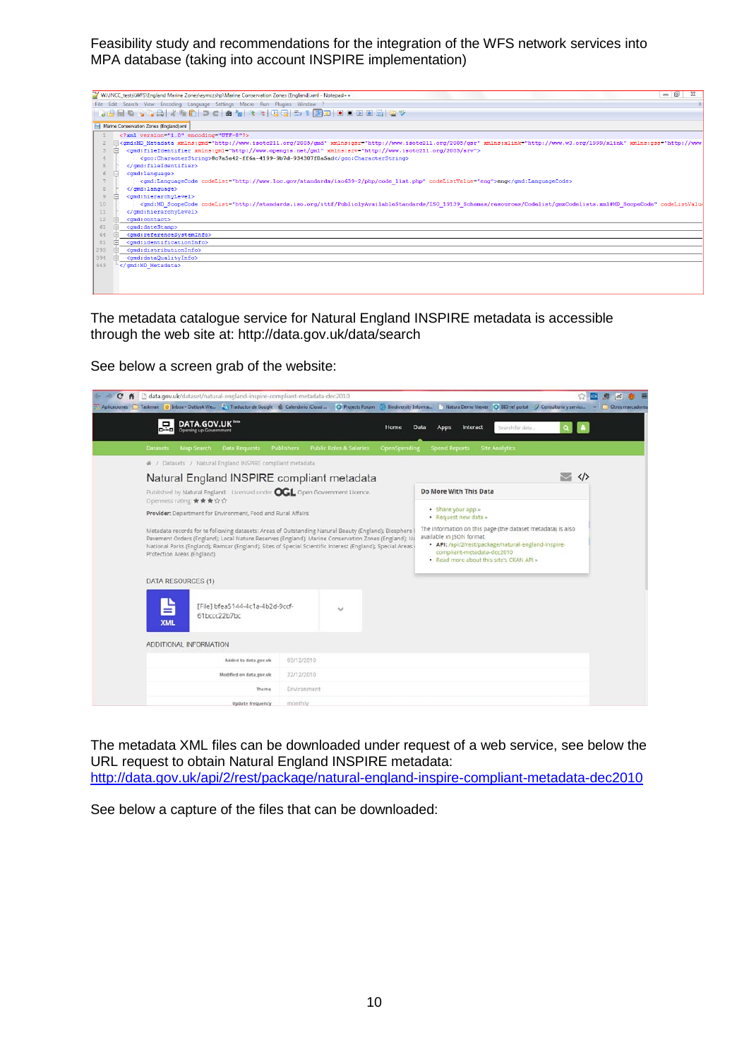Feasibility study and recommendations for the integration of the WFS network services into MPA database (taking into account INSPIRE implementation)

The metadata catalogue service for Natural England INSPIRE metadata is accessible through the web site at: http://data.gov.uk/data/search

See below a screen grab of the website:

The metadata XML files can be downloaded under request of a web service, see below the URL request to obtain Natural England INSPIRE metadata: http://data.gov.uk/api/2/rest/package/natural-england-inspire-compliant-metadata-dec2010

See below a capture of the files that can be downloaded: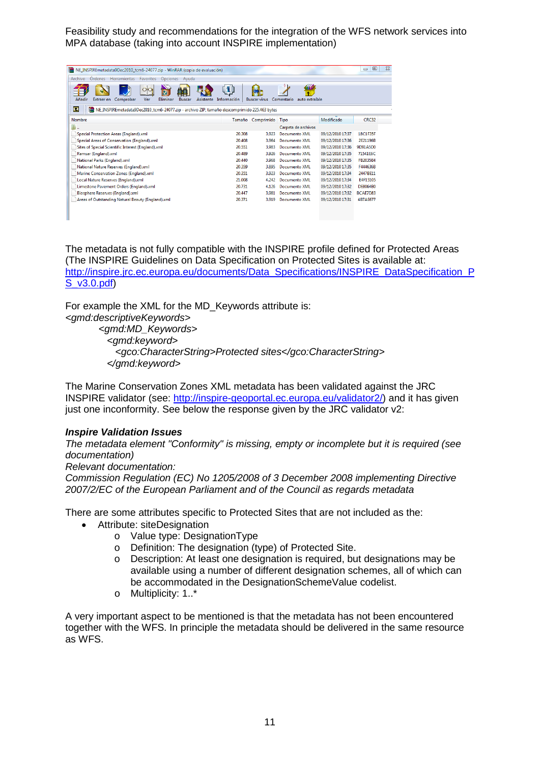Feasibility study and recommendations for the integration of the WFS network services into MPA database (taking into account INSPIRE implementation)

| Nombre | Tamaño | Comprimido | Tipo | Modificado | CRC32 |
|---|---|---|---|---|---|
| .. | | | Carpeta de archivos | | |
| Special Protection Areas (England).xml | 20.308 | 3.923 | Documento XML | 09/12/2010 17:37 | 18C1F35F |
| Special Areas of Conservation (England).xml | 20.408 | 3.964 | Documento XML | 09/12/2010 17:36 | 2E21196B |
| Sites of Special Scientific Interest (England).xml | 20.551 | 3.983 | Documento XML | 09/12/2010 17:36 | 9D91A5D0 |
| Ramsar (England).xml | 20.489 | 3.926 | Documento XML | 09/12/2010 17:35 | 71541E6C |
| National Parks (England).xml | 20.440 | 3.968 | Documento XML | 09/12/2010 17:35 | FB2035B4 |
| National Nature Reserves (England).xml | 20.359 | 3.895 | Documento XML | 09/12/2010 17:35 | F444636B |
| Marine Conservation Zones (England).xml | 20.351 | 3.923 | Documento XML | 09/12/2010 17:34 | 2447BE11 |
| Local Nature Reserves (England).xml | 21.008 | 4.242 | Documento XML | 09/12/2010 17:34 | E4F15105 |
| Limestone Pavement Orders (England).xml | 20.731 | 4.126 | Documento XML | 09/12/2010 17:32 | DE8064B0 |
| Biosphere Reserves (England).xml | 20.447 | 3.981 | Documento XML | 09/12/2010 17:32 | 8CAE7D83 |
| Areas of Outstanding Natural Beauty (England).xml | 20.371 | 3.919 | Documento XML | 09/12/2010 17:31 | 487AE677 |

The metadata is not fully compatible with the INSPIRE profile defined for Protected Areas (The INSPIRE Guidelines on Data Specification on Protected Sites is available at: http://inspire.jrc.ec.europa.eu/documents/Data_Specifications/INSPIRE_DataSpecification_PS_v3.0.pdf)

For example the XML for the MD_Keywords attribute is:

```
<gmd:descriptiveKeywords>
    <gmd:MD_Keywords>
      <gmd:keyword>
        <gco:CharacterString>Protected sites</gco:CharacterString>
      </gmd:keyword>
```

The Marine Conservation Zones XML metadata has been validated against the JRC INSPIRE validator (see: http://inspire-geoportal.ec.europa.eu/validator2/) and it has given just one inconformity. See below the response given by the JRC validator v2:

***Inspire Validation Issues***

*The metadata element "Conformity" is missing, empty or incomplete but it is required (see documentation)*

*Relevant documentation:*

*Commission Regulation (EC) No 1205/2008 of 3 December 2008 implementing Directive 2007/2/EC of the European Parliament and of the Council as regards metadata*

There are some attributes specific to Protected Sites that are not included as the:

- Attribute: siteDesignation
  - Value type: DesignationType
  - Definition: The designation (type) of Protected Site.
  - Description: At least one designation is required, but designations may be available using a number of different designation schemes, all of which can be accommodated in the DesignationSchemeValue codelist.
  - Multiplicity: 1..*

A very important aspect to be mentioned is that the metadata has not been encountered together with the WFS. In principle the metadata should be delivered in the same resource as WFS.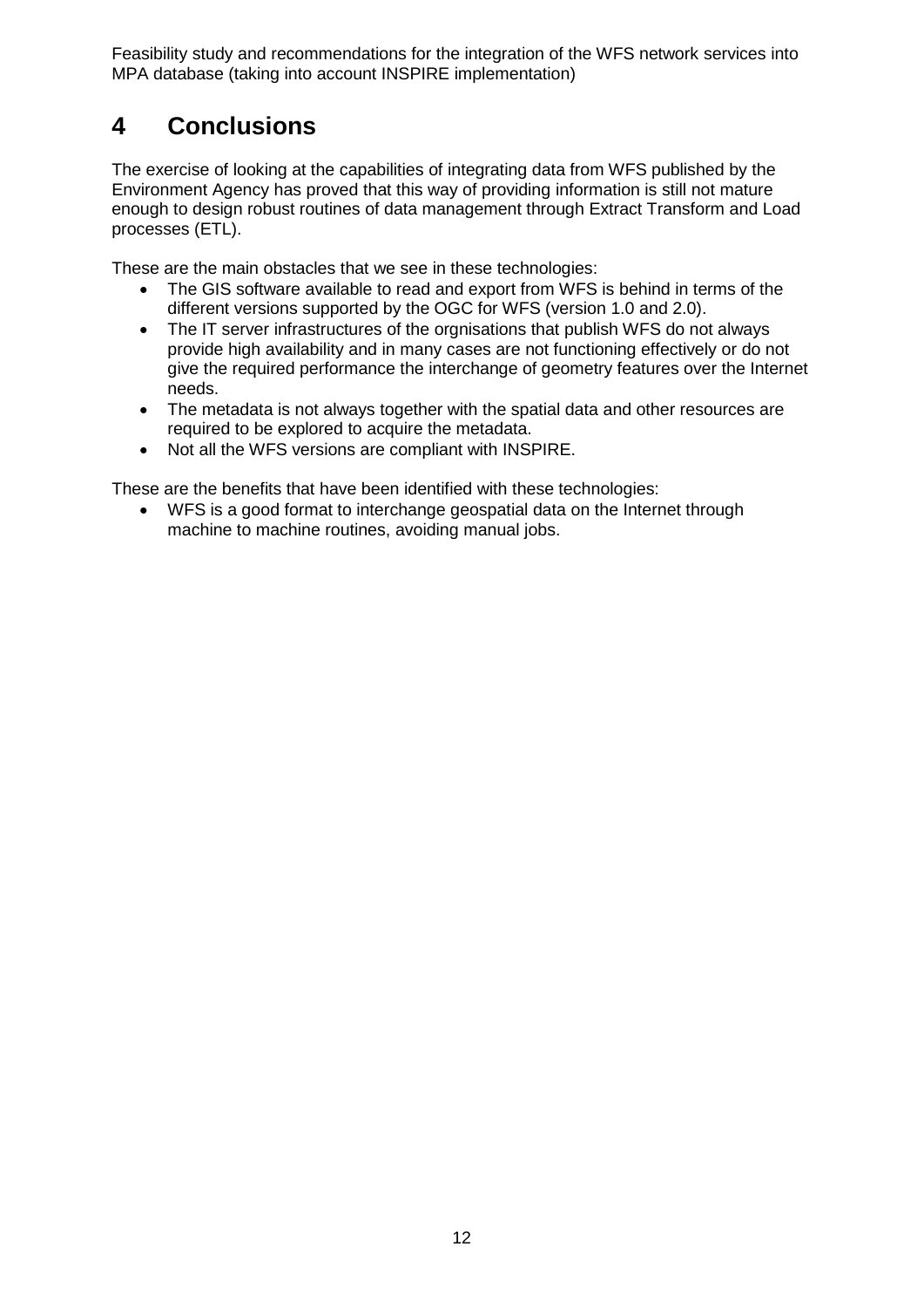# 4 Conclusions

The exercise of looking at the capabilities of integrating data from WFS published by the Environment Agency has proved that this way of providing information is still not mature enough to design robust routines of data management through Extract Transform and Load processes (ETL).

These are the main obstacles that we see in these technologies:

- The GIS software available to read and export from WFS is behind in terms of the different versions supported by the OGC for WFS (version 1.0 and 2.0).
- The IT server infrastructures of the orgnisations that publish WFS do not always provide high availability and in many cases are not functioning effectively or do not give the required performance the interchange of geometry features over the Internet needs.
- The metadata is not always together with the spatial data and other resources are required to be explored to acquire the metadata.
- Not all the WFS versions are compliant with INSPIRE.

These are the benefits that have been identified with these technologies:

- WFS is a good format to interchange geospatial data on the Internet through machine to machine routines, avoiding manual jobs.